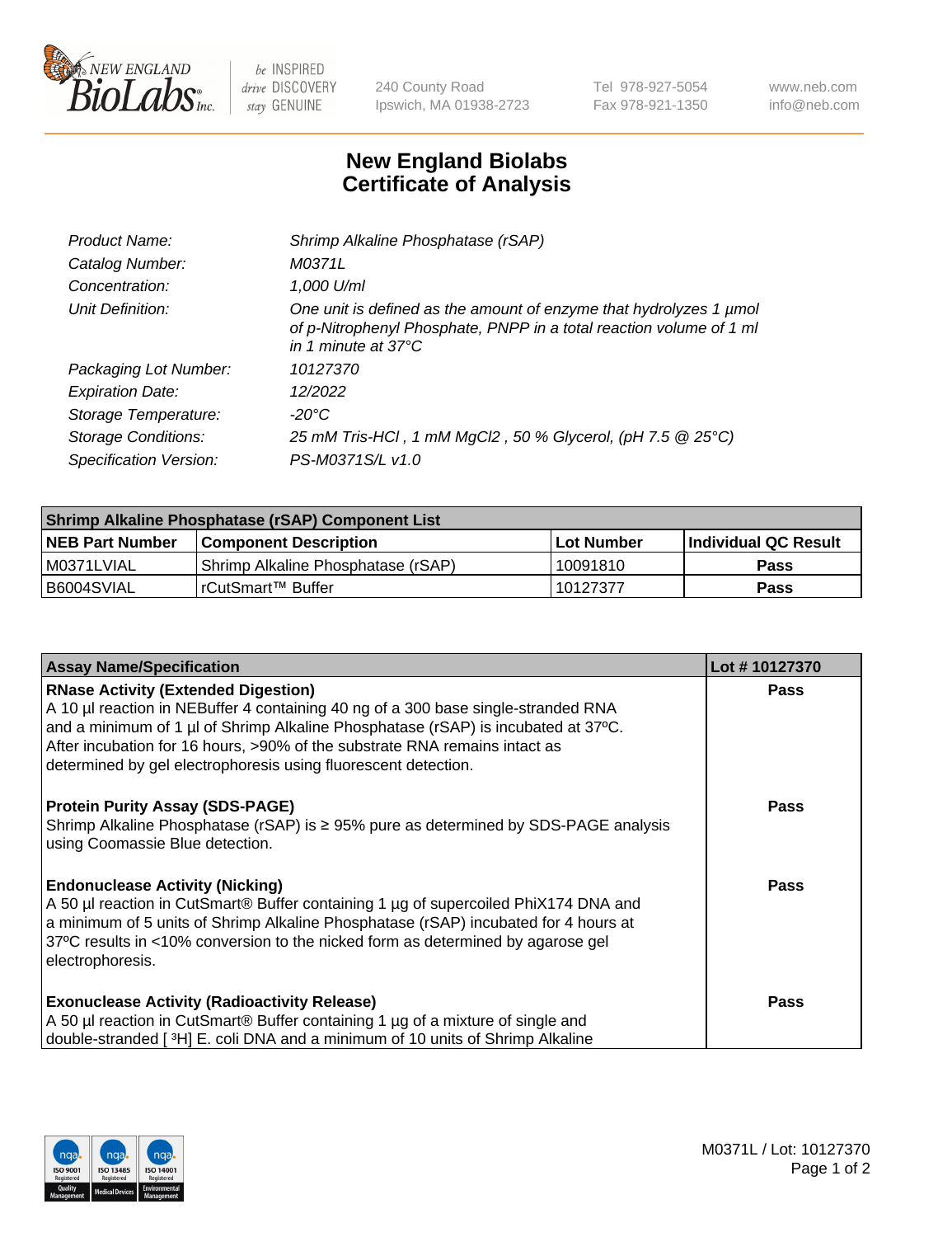# New England Biolabs
# Certificate of Analysis

| | |
|---|---|
| *Product Name:* | *Shrimp Alkaline Phosphatase (rSAP)* |
| *Catalog Number:* | *M0371L* |
| *Concentration:* | *1,000 U/ml* |
| *Unit Definition:* | *One unit is defined as the amount of enzyme that hydrolyzes 1 µmol of p-Nitrophenyl Phosphate, PNPP in a total reaction volume of 1 ml in 1 minute at 37°C* |
| *Packaging Lot Number:* | *10127370* |
| *Expiration Date:* | *12/2022* |
| *Storage Temperature:* | *-20°C* |
| *Storage Conditions:* | *25 mM Tris-HCl , 1 mM MgCl2 , 50 % Glycerol, (pH 7.5 @ 25°C)* |
| *Specification Version:* | *PS-M0371S/L v1.0* |

| **Shrimp Alkaline Phosphatase (rSAP) Component List** | | | |
|---|---|---|---|
| **NEB Part Number** | **Component Description** | **Lot Number** | **Individual QC Result** |
| M0371LVIAL | Shrimp Alkaline Phosphatase (rSAP) | 10091810 | **Pass** |
| B6004SVIAL | rCutSmart™ Buffer | 10127377 | **Pass** |

| **Assay Name/Specification** | **Lot # 10127370** |
|---|---|
| **RNase Activity (Extended Digestion)**<br>A 10 µl reaction in NEBuffer 4 containing 40 ng of a 300 base single-stranded RNA and a minimum of 1 µl of Shrimp Alkaline Phosphatase (rSAP) is incubated at 37ºC. After incubation for 16 hours, >90% of the substrate RNA remains intact as determined by gel electrophoresis using fluorescent detection. | **Pass** |
| **Protein Purity Assay (SDS-PAGE)**<br>Shrimp Alkaline Phosphatase (rSAP) is ≥ 95% pure as determined by SDS-PAGE analysis using Coomassie Blue detection. | **Pass** |
| **Endonuclease Activity (Nicking)**<br>A 50 µl reaction in CutSmart® Buffer containing 1 µg of supercoiled PhiX174 DNA and a minimum of 5 units of Shrimp Alkaline Phosphatase (rSAP) incubated for 4 hours at 37ºC results in <10% conversion to the nicked form as determined by agarose gel electrophoresis. | **Pass** |
| **Exonuclease Activity (Radioactivity Release)**<br>A 50 µl reaction in CutSmart® Buffer containing 1 µg of a mixture of single and double-stranded [ $^3$H] E. coli DNA and a minimum of 10 units of Shrimp Alkaline | **Pass** |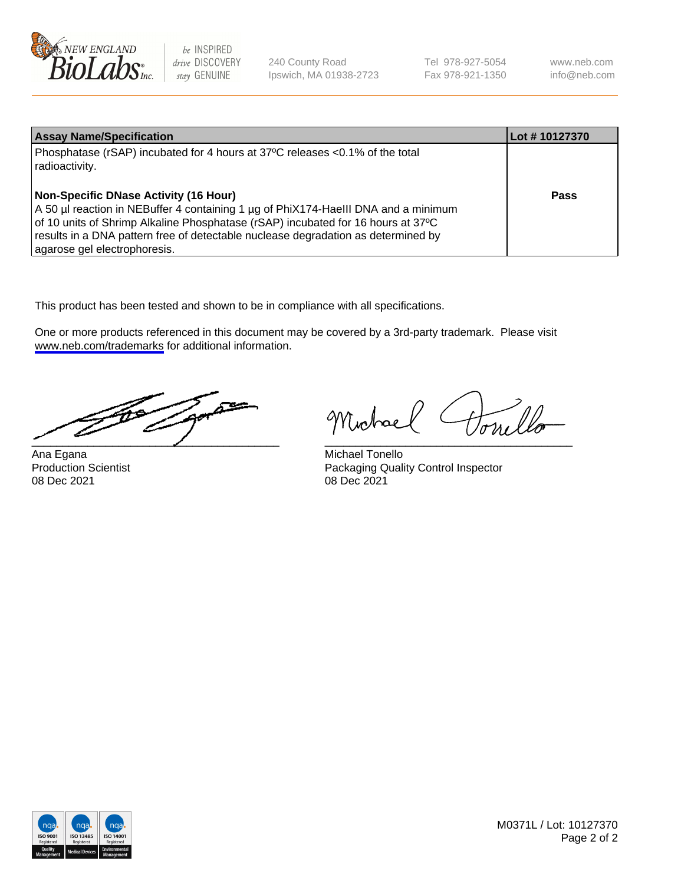| Assay Name/Specification | Lot # 10127370 |
| --- | --- |
| Phosphatase (rSAP) incubated for 4 hours at 37ºC releases <0.1% of the total radioactivity. | |
| **Non-Specific DNase Activity (16 Hour)**<br>A 50 µl reaction in NEBuffer 4 containing 1 µg of PhiX174-HaeIII DNA and a minimum of 10 units of Shrimp Alkaline Phosphatase (rSAP) incubated for 16 hours at 37ºC results in a DNA pattern free of detectable nuclease degradation as determined by agarose gel electrophoresis. | **Pass** |

This product has been tested and shown to be in compliance with all specifications.

One or more products referenced in this document may be covered by a 3rd-party trademark. Please visit www.neb.com/trademarks for additional information.

Ana Egana
Production Scientist
08 Dec 2021

Michael Tonello
Packaging Quality Control Inspector
08 Dec 2021

M0371L / Lot: 10127370